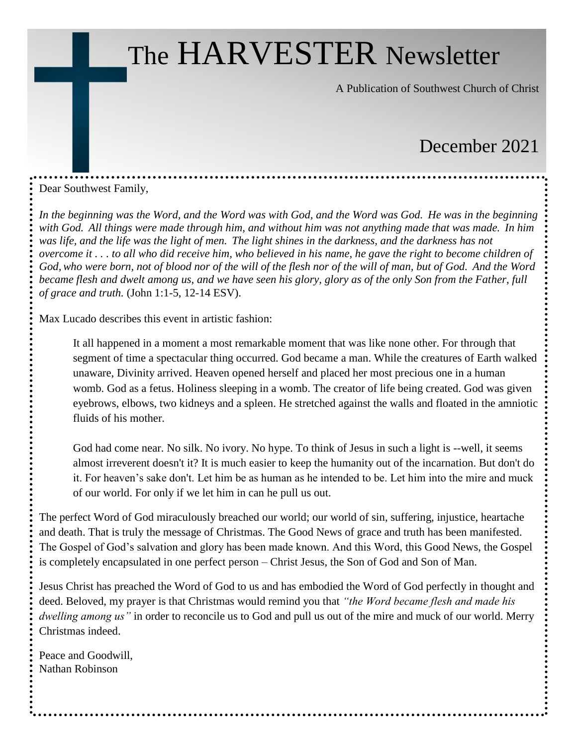# The HARVESTER Newsletter

A Publication of Southwest Church of Christ

December 2021

Dear Southwest Family,

*In the beginning was the Word, and the Word was with God, and the Word was God. He was in the beginning with God. All things were made through him, and without him was not anything made that was made. In him was life, and the life was the light of men. The light shines in the darkness, and the darkness has not overcome it . . . to all who did receive him, who believed in his name, he gave the right to become children of God, who were born, not of blood nor of the will of the flesh nor of the will of man, but of God. And the Word became flesh and dwelt among us, and we have seen his glory, glory as of the only Son from the Father, full of grace and truth.* (John 1:1-5, 12-14 ESV).

Max Lucado describes this event in artistic fashion:

> It all happened in a moment a most remarkable moment that was like none other. For through that segment of time a spectacular thing occurred. God became a man. While the creatures of Earth walked unaware, Divinity arrived. Heaven opened herself and placed her most precious one in a human womb. God as a fetus. Holiness sleeping in a womb. The creator of life being created. God was given eyebrows, elbows, two kidneys and a spleen. He stretched against the walls and floated in the amniotic fluids of his mother.
>
> God had come near. No silk. No ivory. No hype. To think of Jesus in such a light is --well, it seems almost irreverent doesn't it? It is much easier to keep the humanity out of the incarnation. But don't do it. For heaven's sake don't. Let him be as human as he intended to be. Let him into the mire and muck of our world. For only if we let him in can he pull us out.

The perfect Word of God miraculously breached our world; our world of sin, suffering, injustice, heartache and death. That is truly the message of Christmas. The Good News of grace and truth has been manifested. The Gospel of God's salvation and glory has been made known. And this Word, this Good News, the Gospel is completely encapsulated in one perfect person – Christ Jesus, the Son of God and Son of Man.

Jesus Christ has preached the Word of God to us and has embodied the Word of God perfectly in thought and deed. Beloved, my prayer is that Christmas would remind you that *"the Word became flesh and made his dwelling among us"* in order to reconcile us to God and pull us out of the mire and muck of our world. Merry Christmas indeed.

Peace and Goodwill,
Nathan Robinson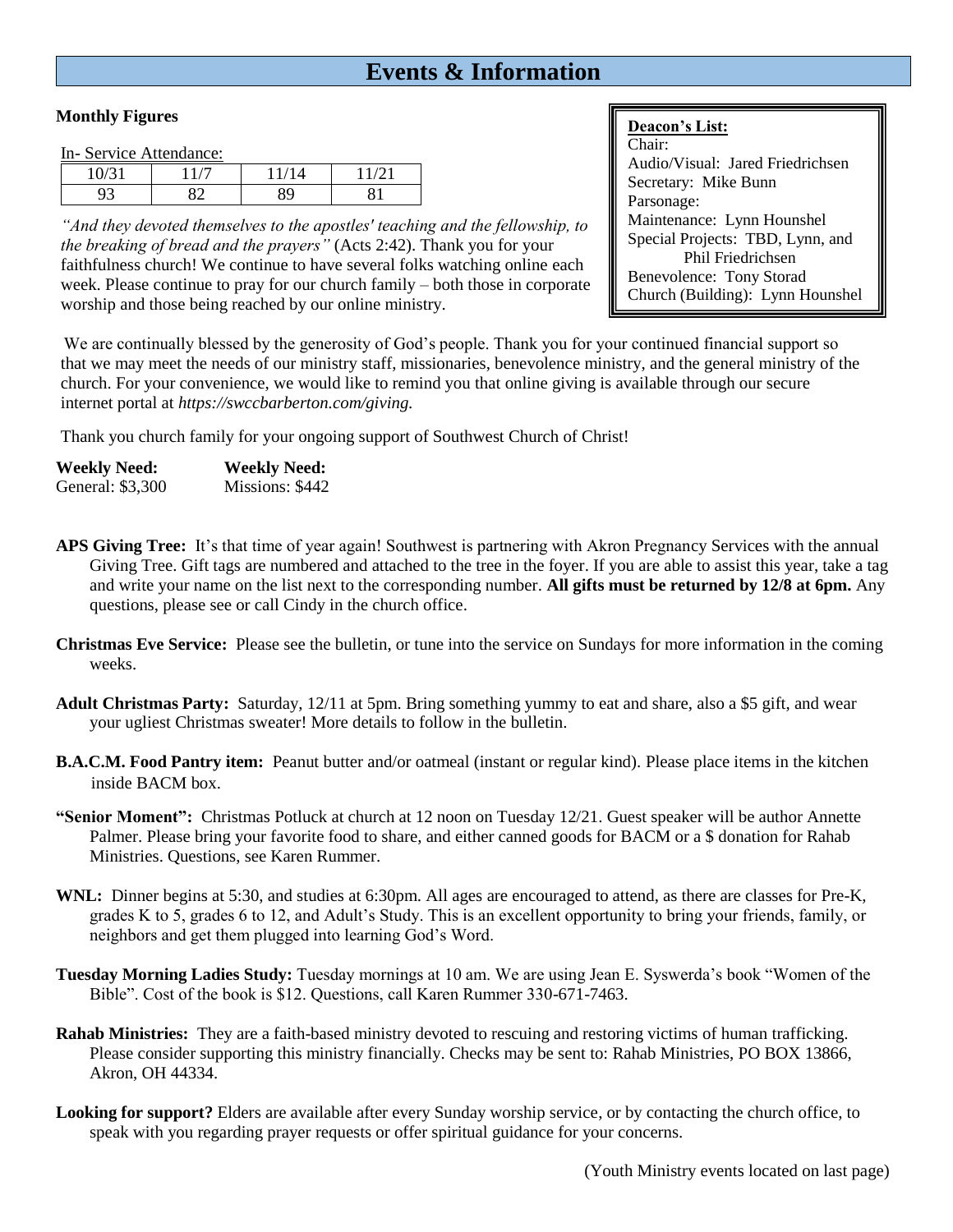# Events & Information

**Monthly Figures**

In- Service Attendance:

| 10/31 | 11/7 | 11/14 | 11/21 |
|---|---|---|---|
| 93 | 82 | 89 | 81 |

*"And they devoted themselves to the apostles' teaching and the fellowship, to the breaking of bread and the prayers"* (Acts 2:42). Thank you for your faithfulness church! We continue to have several folks watching online each week. Please continue to pray for our church family – both those in corporate worship and those being reached by our online ministry.

**Deacon's List:**
Chair:
Audio/Visual: Jared Friedrichsen
Secretary: Mike Bunn
Parsonage:
Maintenance: Lynn Hounshel
Special Projects: TBD, Lynn, and Phil Friedrichsen
Benevolence: Tony Storad
Church (Building): Lynn Hounshel

We are continually blessed by the generosity of God's people. Thank you for your continued financial support so that we may meet the needs of our ministry staff, missionaries, benevolence ministry, and the general ministry of the church. For your convenience, we would like to remind you that online giving is available through our secure internet portal at *https://swccbarberton.com/giving.*

Thank you church family for your ongoing support of Southwest Church of Christ!

**Weekly Need:**
General: $3,300

**Weekly Need:**
Missions: $442

**APS Giving Tree:** It's that time of year again! Southwest is partnering with Akron Pregnancy Services with the annual Giving Tree. Gift tags are numbered and attached to the tree in the foyer. If you are able to assist this year, take a tag and write your name on the list next to the corresponding number. **All gifts must be returned by 12/8 at 6pm.** Any questions, please see or call Cindy in the church office.

**Christmas Eve Service:** Please see the bulletin, or tune into the service on Sundays for more information in the coming weeks.

**Adult Christmas Party:** Saturday, 12/11 at 5pm. Bring something yummy to eat and share, also a $5 gift, and wear your ugliest Christmas sweater! More details to follow in the bulletin.

**B.A.C.M. Food Pantry item:** Peanut butter and/or oatmeal (instant or regular kind). Please place items in the kitchen inside BACM box.

**"Senior Moment":** Christmas Potluck at church at 12 noon on Tuesday 12/21. Guest speaker will be author Annette Palmer. Please bring your favorite food to share, and either canned goods for BACM or a $ donation for Rahab Ministries. Questions, see Karen Rummer.

**WNL:** Dinner begins at 5:30, and studies at 6:30pm. All ages are encouraged to attend, as there are classes for Pre-K, grades K to 5, grades 6 to 12, and Adult's Study. This is an excellent opportunity to bring your friends, family, or neighbors and get them plugged into learning God's Word.

**Tuesday Morning Ladies Study:** Tuesday mornings at 10 am. We are using Jean E. Syswerda's book "Women of the Bible". Cost of the book is $12. Questions, call Karen Rummer 330-671-7463.

**Rahab Ministries:** They are a faith-based ministry devoted to rescuing and restoring victims of human trafficking. Please consider supporting this ministry financially. Checks may be sent to: Rahab Ministries, PO BOX 13866, Akron, OH 44334.

**Looking for support?** Elders are available after every Sunday worship service, or by contacting the church office, to speak with you regarding prayer requests or offer spiritual guidance for your concerns.

(Youth Ministry events located on last page)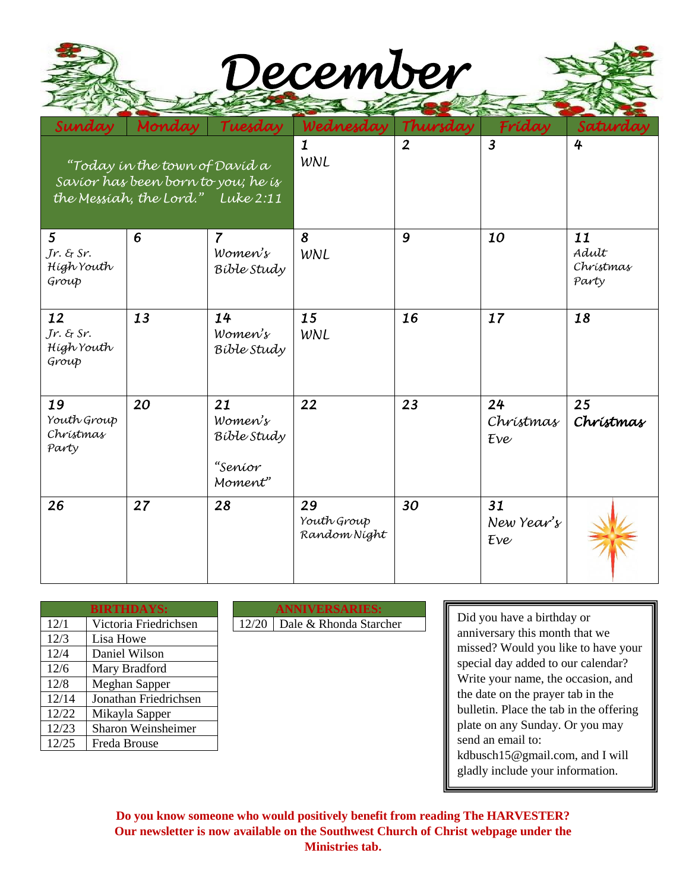# December

| Sunday | Monday | Tuesday | Wednesday | Thursday | Friday | Saturday |
|---|---|---|---|---|---|---|
| "Today in the town of David a Savior has been born to you; he is the Messiah, the Lord." Luke 2:11 | | | 1 WNL | 2 | 3 | 4 |
| 5 Jr. & Sr. High Youth Group | 6 | 7 Women's Bible Study | 8 WNL | 9 | 10 | 11 Adult Christmas Party |
| 12 Jr. & Sr. High Youth Group | 13 | 14 Women's Bible Study | 15 WNL | 16 | 17 | 18 |
| 19 Youth Group Christmas Party | 20 | 21 Women's Bible Study "Senior Moment" | 22 | 23 | 24 Christmas Eve | 25 **Christmas** |
| 26 | 27 | 28 | 29 Youth Group Random Night | 30 | 31 New Year's Eve | |

| BIRTHDAYS: | |
|---|---|
| 12/1 | Victoria Friedrichsen |
| 12/3 | Lisa Howe |
| 12/4 | Daniel Wilson |
| 12/6 | Mary Bradford |
| 12/8 | Meghan Sapper |
| 12/14 | Jonathan Friedrichsen |
| 12/22 | Mikayla Sapper |
| 12/23 | Sharon Weinsheimer |
| 12/25 | Freda Brouse |

| ANNIVERSARIES: | |
|---|---|
| 12/20 | Dale & Rhonda Starcher |

Did you have a birthday or anniversary this month that we missed? Would you like to have your special day added to our calendar? Write your name, the occasion, and the date on the prayer tab in the bulletin. Place the tab in the offering plate on any Sunday. Or you may send an email to: kdbusch15@gmail.com, and I will gladly include your information.

**Do you know someone who would positively benefit from reading The HARVESTER? Our newsletter is now available on the Southwest Church of Christ webpage under the Ministries tab.**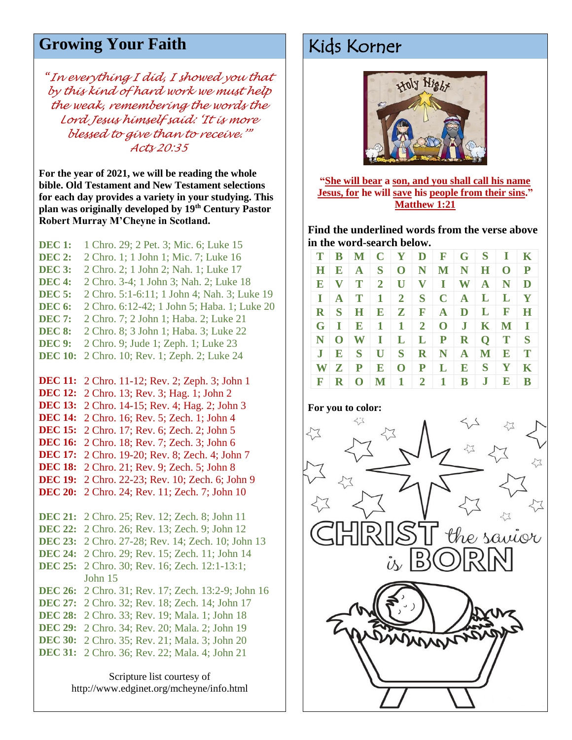## Growing Your Faith

*"In everything I did, I showed you that by this kind of hard work we must help the weak, remembering the words the Lord Jesus himself said: 'It is more blessed to give than to receive.'"*
*Acts 20:35*

**For the year of 2021, we will be reading the whole bible. Old Testament and New Testament selections for each day provides a variety in your studying. This plan was originally developed by 19th Century Pastor Robert Murray M'Cheyne in Scotland.**

**DEC 1:** 1 Chro. 29; 2 Pet. 3; Mic. 6; Luke 15
**DEC 2:** 2 Chro. 1; 1 John 1; Mic. 7; Luke 16
**DEC 3:** 2 Chro. 2; 1 John 2; Nah. 1; Luke 17
**DEC 4:** 2 Chro. 3-4; 1 John 3; Nah. 2; Luke 18
**DEC 5:** 2 Chro. 5:1-6:11; 1 John 4; Nah. 3; Luke 19
**DEC 6:** 2 Chro. 6:12-42; 1 John 5; Haba. 1; Luke 20
**DEC 7:** 2 Chro. 7; 2 John 1; Haba. 2; Luke 21
**DEC 8:** 2 Chro. 8; 3 John 1; Haba. 3; Luke 22
**DEC 9:** 2 Chro. 9; Jude 1; Zeph. 1; Luke 23
**DEC 10:** 2 Chro. 10; Rev. 1; Zeph. 2; Luke 24

**DEC 11:** 2 Chro. 11-12; Rev. 2; Zeph. 3; John 1
**DEC 12:** 2 Chro. 13; Rev. 3; Hag. 1; John 2
**DEC 13:** 2 Chro. 14-15; Rev. 4; Hag. 2; John 3
**DEC 14:** 2 Chro. 16; Rev. 5; Zech. 1; John 4
**DEC 15:** 2 Chro. 17; Rev. 6; Zech. 2; John 5
**DEC 16:** 2 Chro. 18; Rev. 7; Zech. 3; John 6
**DEC 17:** 2 Chro. 19-20; Rev. 8; Zech. 4; John 7
**DEC 18:** 2 Chro. 21; Rev. 9; Zech. 5; John 8
**DEC 19:** 2 Chro. 22-23; Rev. 10; Zech. 6; John 9
**DEC 20:** 2 Chro. 24; Rev. 11; Zech. 7; John 10

**DEC 21:** 2 Chro. 25; Rev. 12; Zech. 8; John 11
**DEC 22:** 2 Chro. 26; Rev. 13; Zech. 9; John 12
**DEC 23:** 2 Chro. 27-28; Rev. 14; Zech. 10; John 13
**DEC 24:** 2 Chro. 29; Rev. 15; Zech. 11; John 14
**DEC 25:** 2 Chro. 30; Rev. 16; Zech. 12:1-13:1; John 15
**DEC 26:** 2 Chro. 31; Rev. 17; Zech. 13:2-9; John 16
**DEC 27:** 2 Chro. 32; Rev. 18; Zech. 14; John 17
**DEC 28:** 2 Chro. 33; Rev. 19; Mala. 1; John 18
**DEC 29:** 2 Chro. 34; Rev. 20; Mala. 2; John 19
**DEC 30:** 2 Chro. 35; Rev. 21; Mala. 3; John 20
**DEC 31:** 2 Chro. 36; Rev. 22; Mala. 4; John 21

Scripture list courtesy of
http://www.edginet.org/mcheyne/info.html

## Kids Korner

**"She will bear a son, and you shall call his name Jesus, for he will save his people from their sins." Matthew 1:21**

**Find the underlined words from the verse above in the word-search below.**

| | | | | | | | | | | |
|---|---|---|---|---|---|---|---|---|---|---|
| T | B | M | C | Y | D | F | G | S | I | K |
| H | E | A | S | O | N | M | N | H | O | P |
| E | V | T | 2 | U | V | I | W | A | N | D |
| I | A | T | 1 | 2 | S | C | A | L | L | Y |
| R | S | H | E | Z | F | A | D | L | F | H |
| G | I | E | 1 | 1 | 2 | O | J | K | M | I |
| N | O | W | I | L | L | P | R | Q | T | S |
| J | E | S | U | S | R | N | A | M | E | T |
| W | Z | P | E | O | P | L | E | S | Y | K |
| F | R | O | M | 1 | 2 | 1 | B | J | E | B |

**For you to color:**

CHRIST the savior is BORN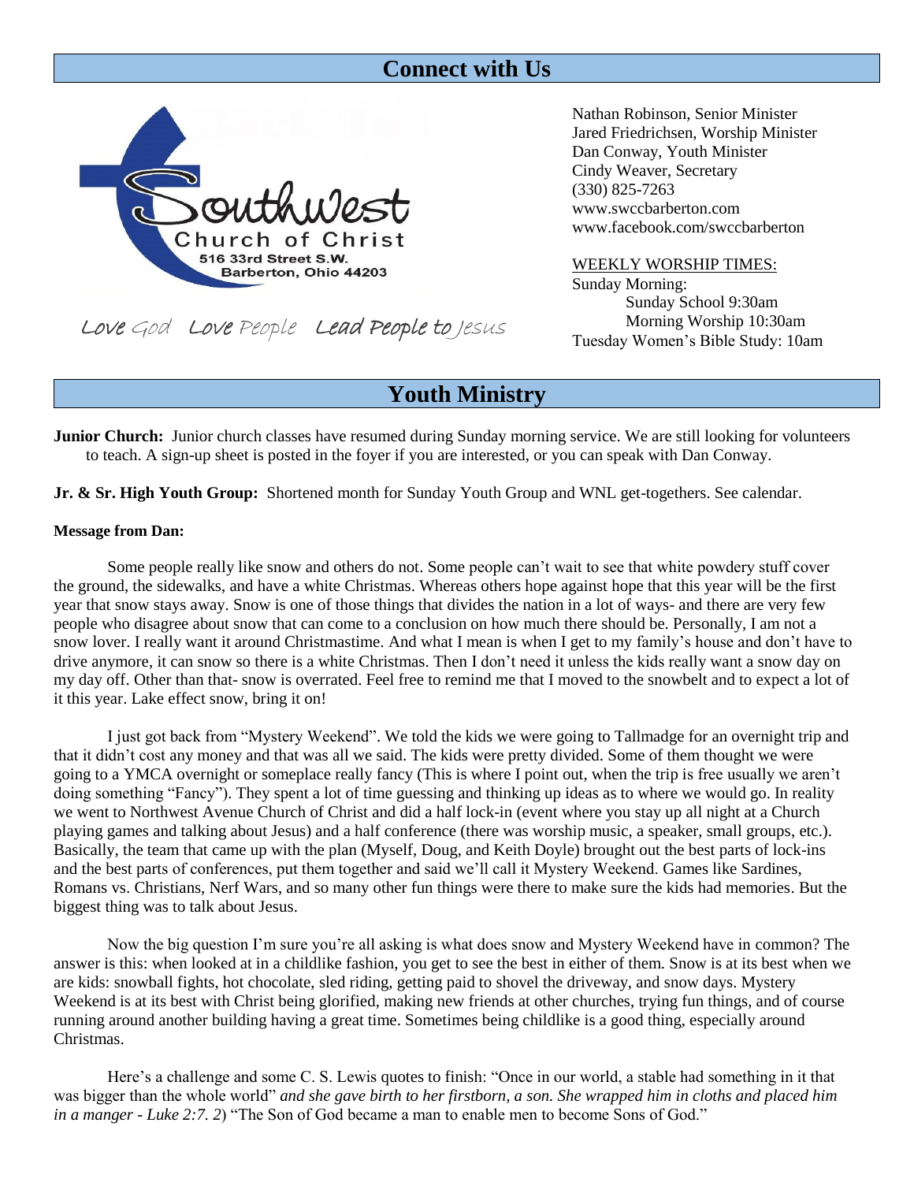## Connect with Us

Southwest
Church of Christ
516 33rd Street S.W.
Barberton, Ohio 44203

Love God Love People Lead People to Jesus

Nathan Robinson, Senior Minister
Jared Friedrichsen, Worship Minister
Dan Conway, Youth Minister
Cindy Weaver, Secretary
(330) 825-7263
www.swccbarberton.com
www.facebook.com/swccbarberton

WEEKLY WORSHIP TIMES:
Sunday Morning:
Sunday School 9:30am
Morning Worship 10:30am
Tuesday Women's Bible Study: 10am

## Youth Ministry

**Junior Church:** Junior church classes have resumed during Sunday morning service. We are still looking for volunteers to teach. A sign-up sheet is posted in the foyer if you are interested, or you can speak with Dan Conway.

**Jr. & Sr. High Youth Group:** Shortened month for Sunday Youth Group and WNL get-togethers. See calendar.

**Message from Dan:**

Some people really like snow and others do not. Some people can't wait to see that white powdery stuff cover the ground, the sidewalks, and have a white Christmas. Whereas others hope against hope that this year will be the first year that snow stays away. Snow is one of those things that divides the nation in a lot of ways- and there are very few people who disagree about snow that can come to a conclusion on how much there should be. Personally, I am not a snow lover. I really want it around Christmastime. And what I mean is when I get to my family's house and don't have to drive anymore, it can snow so there is a white Christmas. Then I don't need it unless the kids really want a snow day on my day off. Other than that- snow is overrated. Feel free to remind me that I moved to the snowbelt and to expect a lot of it this year. Lake effect snow, bring it on!

I just got back from "Mystery Weekend". We told the kids we were going to Tallmadge for an overnight trip and that it didn't cost any money and that was all we said. The kids were pretty divided. Some of them thought we were going to a YMCA overnight or someplace really fancy (This is where I point out, when the trip is free usually we aren't doing something "Fancy"). They spent a lot of time guessing and thinking up ideas as to where we would go. In reality we went to Northwest Avenue Church of Christ and did a half lock-in (event where you stay up all night at a Church playing games and talking about Jesus) and a half conference (there was worship music, a speaker, small groups, etc.). Basically, the team that came up with the plan (Myself, Doug, and Keith Doyle) brought out the best parts of lock-ins and the best parts of conferences, put them together and said we'll call it Mystery Weekend. Games like Sardines, Romans vs. Christians, Nerf Wars, and so many other fun things were there to make sure the kids had memories. But the biggest thing was to talk about Jesus.

Now the big question I'm sure you're all asking is what does snow and Mystery Weekend have in common? The answer is this: when looked at in a childlike fashion, you get to see the best in either of them. Snow is at its best when we are kids: snowball fights, hot chocolate, sled riding, getting paid to shovel the driveway, and snow days. Mystery Weekend is at its best with Christ being glorified, making new friends at other churches, trying fun things, and of course running around another building having a great time. Sometimes being childlike is a good thing, especially around Christmas.

Here's a challenge and some C. S. Lewis quotes to finish: "Once in our world, a stable had something in it that was bigger than the whole world" *and she gave birth to her firstborn, a son. She wrapped him in cloths and placed him in a manger - Luke 2:7. 2*) "The Son of God became a man to enable men to become Sons of God."